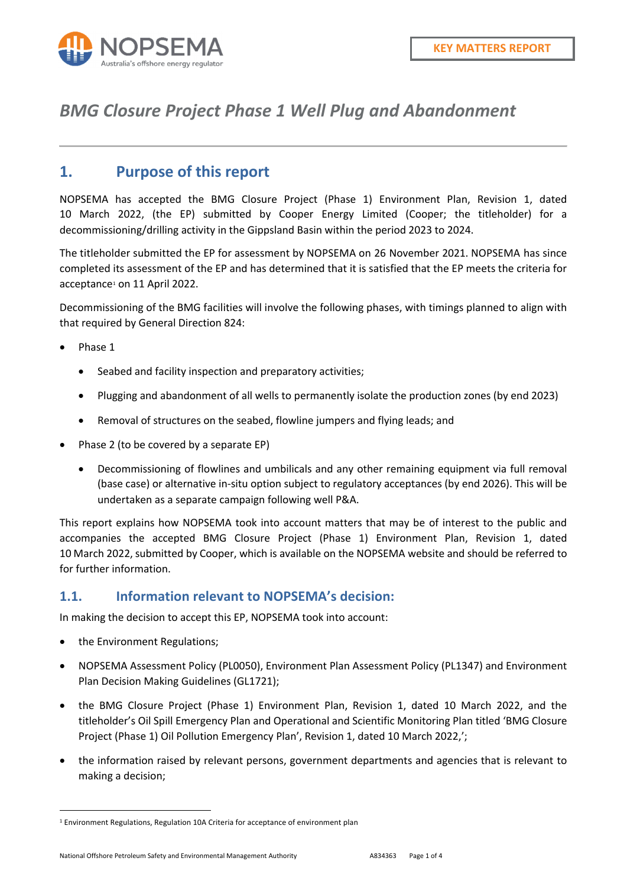KEY MATTERS REPORT

# *BMG Closure Project Phase 1 Well Plug and Abandonment*

## 1. Purpose of this report

NOPSEMA has accepted the BMG Closure Project (Phase 1) Environment Plan, Revision 1, dated 10 March 2022, (the EP) submitted by Cooper Energy Limited (Cooper; the titleholder) for a decommissioning/drilling activity in the Gippsland Basin within the period 2023 to 2024.

The titleholder submitted the EP for assessment by NOPSEMA on 26 November 2021. NOPSEMA has since completed its assessment of the EP and has determined that it is satisfied that the EP meets the criteria for acceptance[1] on 11 April 2022.

Decommissioning of the BMG facilities will involve the following phases, with timings planned to align with that required by General Direction 824:

- Phase 1
  - Seabed and facility inspection and preparatory activities;
  - Plugging and abandonment of all wells to permanently isolate the production zones (by end 2023)
  - Removal of structures on the seabed, flowline jumpers and flying leads; and
- Phase 2 (to be covered by a separate EP)
  - Decommissioning of flowlines and umbilicals and any other remaining equipment via full removal (base case) or alternative in-situ option subject to regulatory acceptances (by end 2026). This will be undertaken as a separate campaign following well P&A.

This report explains how NOPSEMA took into account matters that may be of interest to the public and accompanies the accepted BMG Closure Project (Phase 1) Environment Plan, Revision 1, dated 10 March 2022, submitted by Cooper, which is available on the NOPSEMA website and should be referred to for further information.

### 1.1. Information relevant to NOPSEMA's decision:

In making the decision to accept this EP, NOPSEMA took into account:

- the Environment Regulations;
- NOPSEMA Assessment Policy (PL0050), Environment Plan Assessment Policy (PL1347) and Environment Plan Decision Making Guidelines (GL1721);
- the BMG Closure Project (Phase 1) Environment Plan, Revision 1, dated 10 March 2022, and the titleholder's Oil Spill Emergency Plan and Operational and Scientific Monitoring Plan titled 'BMG Closure Project (Phase 1) Oil Pollution Emergency Plan', Revision 1, dated 10 March 2022,';
- the information raised by relevant persons, government departments and agencies that is relevant to making a decision;

[1] Environment Regulations, Regulation 10A Criteria for acceptance of environment plan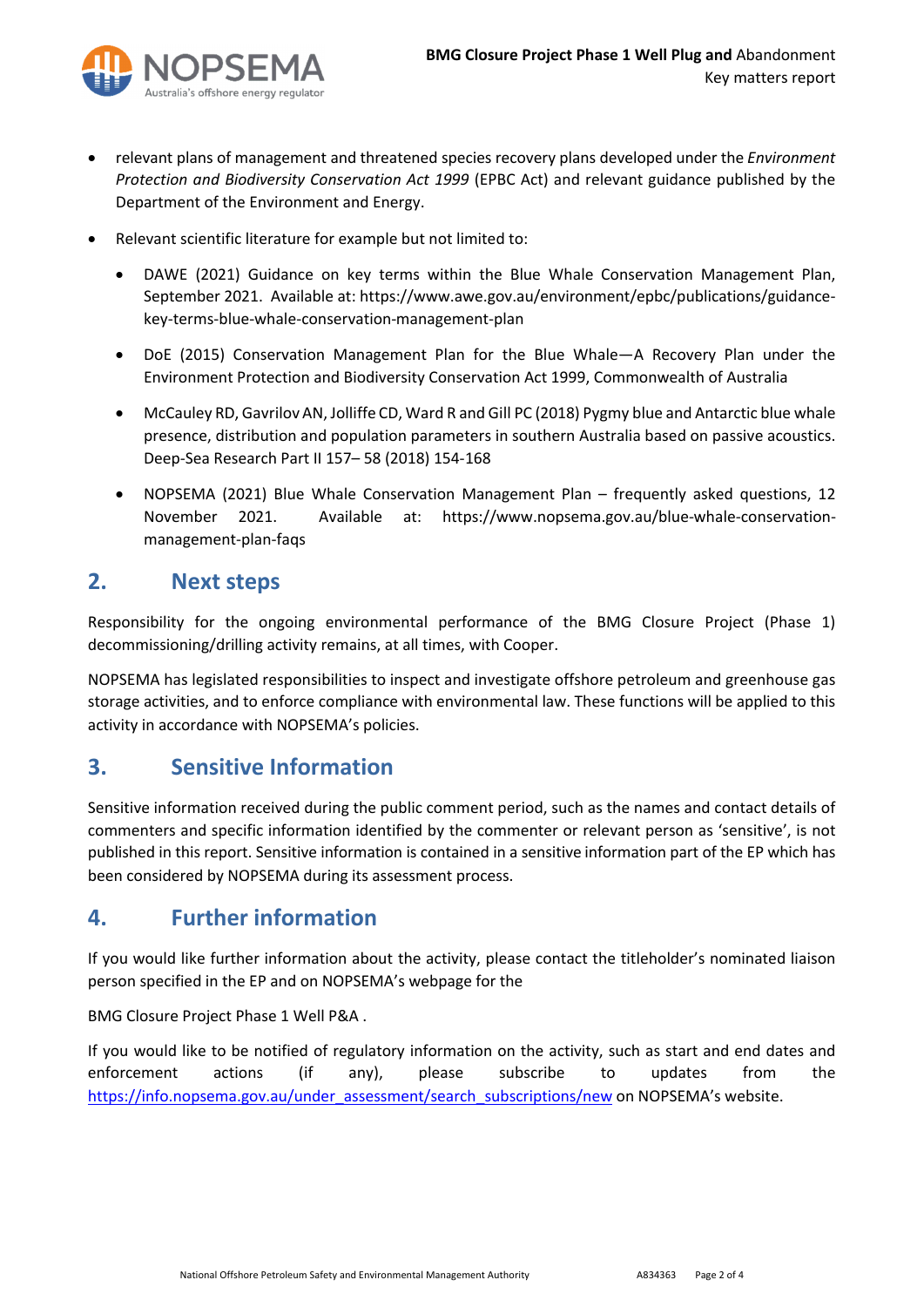- relevant plans of management and threatened species recovery plans developed under the *Environment Protection and Biodiversity Conservation Act 1999* (EPBC Act) and relevant guidance published by the Department of the Environment and Energy.
- Relevant scientific literature for example but not limited to:
  - DAWE (2021) Guidance on key terms within the Blue Whale Conservation Management Plan, September 2021. Available at: https://www.awe.gov.au/environment/epbc/publications/guidance-key-terms-blue-whale-conservation-management-plan
  - DoE (2015) Conservation Management Plan for the Blue Whale—A Recovery Plan under the Environment Protection and Biodiversity Conservation Act 1999, Commonwealth of Australia
  - McCauley RD, Gavrilov AN, Jolliffe CD, Ward R and Gill PC (2018) Pygmy blue and Antarctic blue whale presence, distribution and population parameters in southern Australia based on passive acoustics. Deep-Sea Research Part II 157– 58 (2018) 154-168
  - NOPSEMA (2021) Blue Whale Conservation Management Plan – frequently asked questions, 12 November 2021. Available at: https://www.nopsema.gov.au/blue-whale-conservation-management-plan-faqs

## 2. Next steps

Responsibility for the ongoing environmental performance of the BMG Closure Project (Phase 1) decommissioning/drilling activity remains, at all times, with Cooper.

NOPSEMA has legislated responsibilities to inspect and investigate offshore petroleum and greenhouse gas storage activities, and to enforce compliance with environmental law. These functions will be applied to this activity in accordance with NOPSEMA's policies.

## 3. Sensitive Information

Sensitive information received during the public comment period, such as the names and contact details of commenters and specific information identified by the commenter or relevant person as 'sensitive', is not published in this report. Sensitive information is contained in a sensitive information part of the EP which has been considered by NOPSEMA during its assessment process.

## 4. Further information

If you would like further information about the activity, please contact the titleholder's nominated liaison person specified in the EP and on NOPSEMA's webpage for the

BMG Closure Project Phase 1 Well P&A .

If you would like to be notified of regulatory information on the activity, such as start and end dates and enforcement actions (if any), please subscribe to updates from the https://info.nopsema.gov.au/under_assessment/search_subscriptions/new on NOPSEMA's website.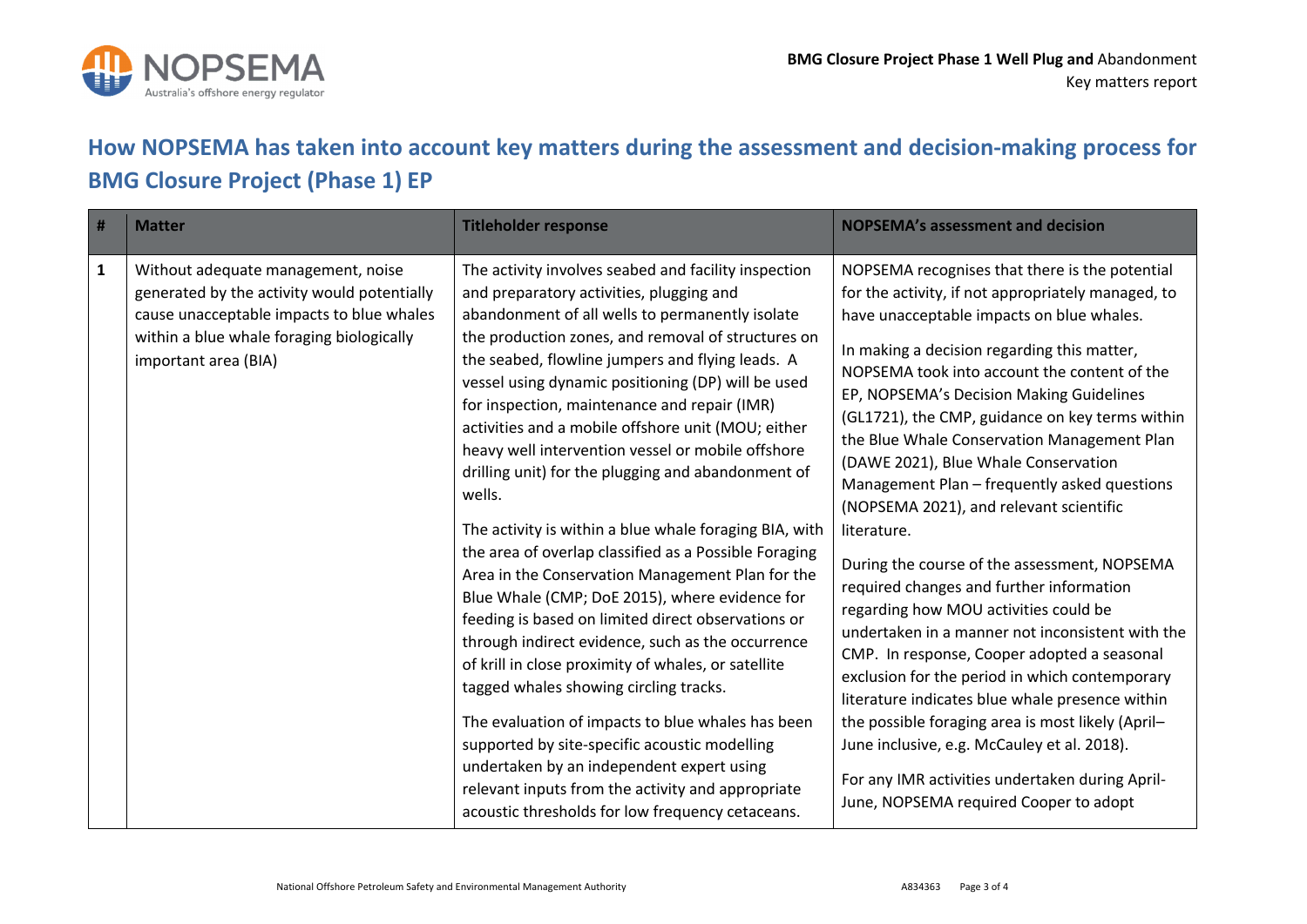## How NOPSEMA has taken into account key matters during the assessment and decision-making process for BMG Closure Project (Phase 1) EP

| # | Matter | Titleholder response | NOPSEMA's assessment and decision |
|---|---|---|---|
| 1 | Without adequate management, noise generated by the activity would potentially cause unacceptable impacts to blue whales within a blue whale foraging biologically important area (BIA) | The activity involves seabed and facility inspection and preparatory activities, plugging and abandonment of all wells to permanently isolate the production zones, and removal of structures on the seabed, flowline jumpers and flying leads. A vessel using dynamic positioning (DP) will be used for inspection, maintenance and repair (IMR) activities and a mobile offshore unit (MOU; either heavy well intervention vessel or mobile offshore drilling unit) for the plugging and abandonment of wells.<br><br>The activity is within a blue whale foraging BIA, with the area of overlap classified as a Possible Foraging Area in the Conservation Management Plan for the Blue Whale (CMP; DoE 2015), where evidence for feeding is based on limited direct observations or through indirect evidence, such as the occurrence of krill in close proximity of whales, or satellite tagged whales showing circling tracks.<br><br>The evaluation of impacts to blue whales has been supported by site-specific acoustic modelling undertaken by an independent expert using relevant inputs from the activity and appropriate acoustic thresholds for low frequency cetaceans. | NOPSEMA recognises that there is the potential for the activity, if not appropriately managed, to have unacceptable impacts on blue whales.<br><br>In making a decision regarding this matter, NOPSEMA took into account the content of the EP, NOPSEMA's Decision Making Guidelines (GL1721), the CMP, guidance on key terms within the Blue Whale Conservation Management Plan (DAWE 2021), Blue Whale Conservation Management Plan – frequently asked questions (NOPSEMA 2021), and relevant scientific literature.<br><br>During the course of the assessment, NOPSEMA required changes and further information regarding how MOU activities could be undertaken in a manner not inconsistent with the CMP. In response, Cooper adopted a seasonal exclusion for the period in which contemporary literature indicates blue whale presence within the possible foraging area is most likely (April–June inclusive, e.g. McCauley et al. 2018).<br><br>For any IMR activities undertaken during April-June, NOPSEMA required Cooper to adopt |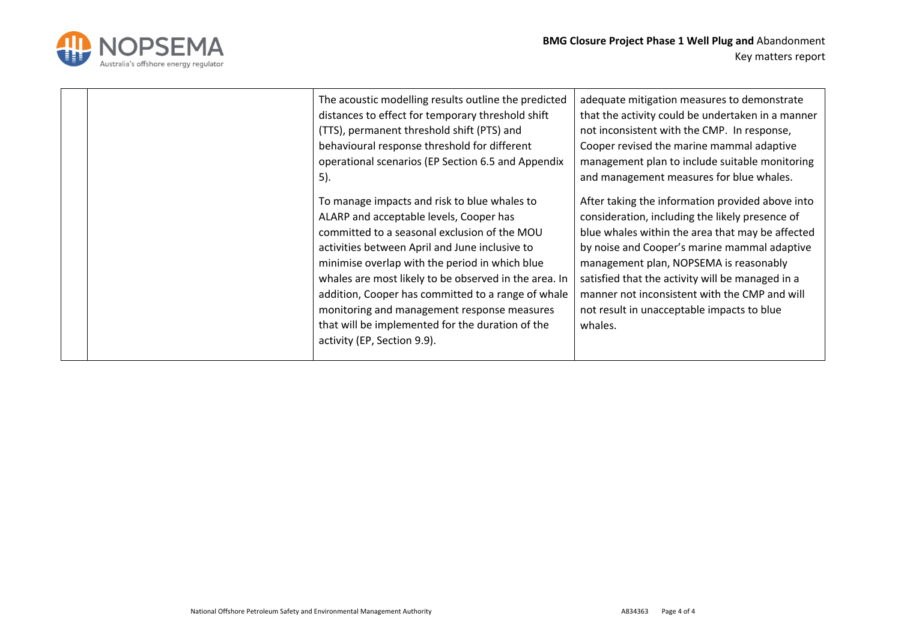| | | | |
|---|---|---|---|
| | | The acoustic modelling results outline the predicted distances to effect for temporary threshold shift (TTS), permanent threshold shift (PTS) and behavioural response threshold for different operational scenarios (EP Section 6.5 and Appendix 5).<br><br>To manage impacts and risk to blue whales to ALARP and acceptable levels, Cooper has committed to a seasonal exclusion of the MOU activities between April and June inclusive to minimise overlap with the period in which blue whales are most likely to be observed in the area. In addition, Cooper has committed to a range of whale monitoring and management response measures that will be implemented for the duration of the activity (EP, Section 9.9). | adequate mitigation measures to demonstrate that the activity could be undertaken in a manner not inconsistent with the CMP. In response, Cooper revised the marine mammal adaptive management plan to include suitable monitoring and management measures for blue whales.<br><br>After taking the information provided above into consideration, including the likely presence of blue whales within the area that may be affected by noise and Cooper's marine mammal adaptive management plan, NOPSEMA is reasonably satisfied that the activity will be managed in a manner not inconsistent with the CMP and will not result in unacceptable impacts to blue whales. |